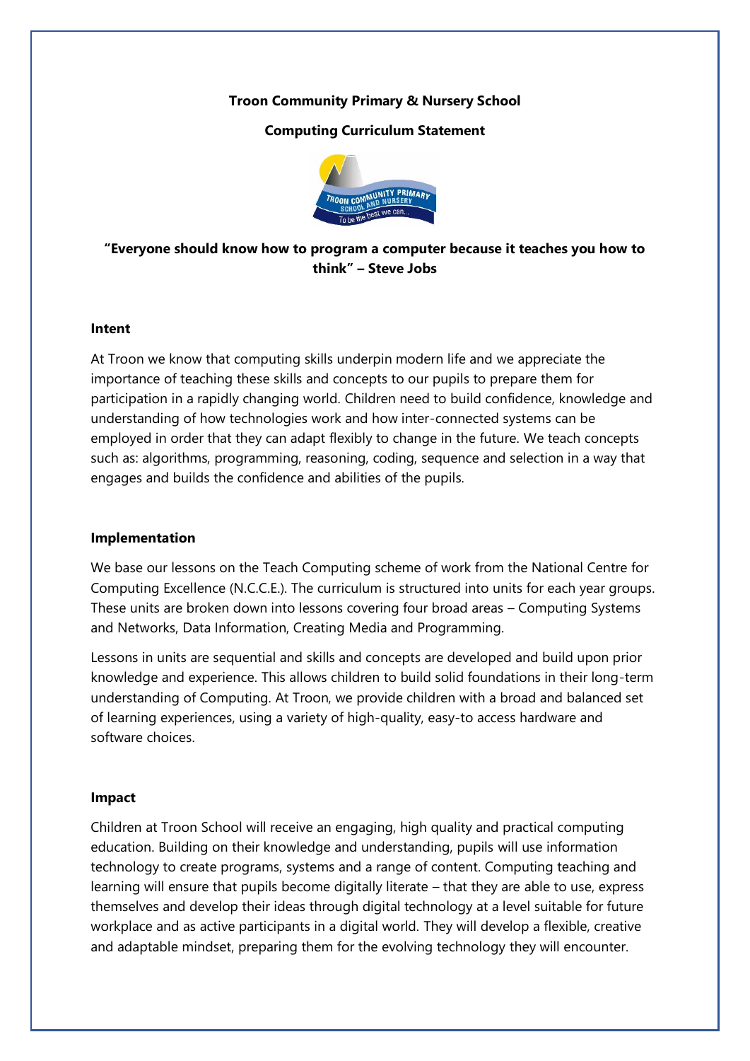**Troon Community Primary & Nursery School**

**Computing Curriculum Statement**

**"Everyone should know how to program a computer because it teaches you how to think" – Steve Jobs**

**Intent**

At Troon we know that computing skills underpin modern life and we appreciate the importance of teaching these skills and concepts to our pupils to prepare them for participation in a rapidly changing world. Children need to build confidence, knowledge and understanding of how technologies work and how inter-connected systems can be employed in order that they can adapt flexibly to change in the future. We teach concepts such as: algorithms, programming, reasoning, coding, sequence and selection in a way that engages and builds the confidence and abilities of the pupils.

**Implementation**

We base our lessons on the Teach Computing scheme of work from the National Centre for Computing Excellence (N.C.C.E.). The curriculum is structured into units for each year groups. These units are broken down into lessons covering four broad areas – Computing Systems and Networks, Data Information, Creating Media and Programming.

Lessons in units are sequential and skills and concepts are developed and build upon prior knowledge and experience. This allows children to build solid foundations in their long-term understanding of Computing. At Troon, we provide children with a broad and balanced set of learning experiences, using a variety of high-quality, easy-to access hardware and software choices.

**Impact**

Children at Troon School will receive an engaging, high quality and practical computing education. Building on their knowledge and understanding, pupils will use information technology to create programs, systems and a range of content. Computing teaching and learning will ensure that pupils become digitally literate – that they are able to use, express themselves and develop their ideas through digital technology at a level suitable for future workplace and as active participants in a digital world. They will develop a flexible, creative and adaptable mindset, preparing them for the evolving technology they will encounter.